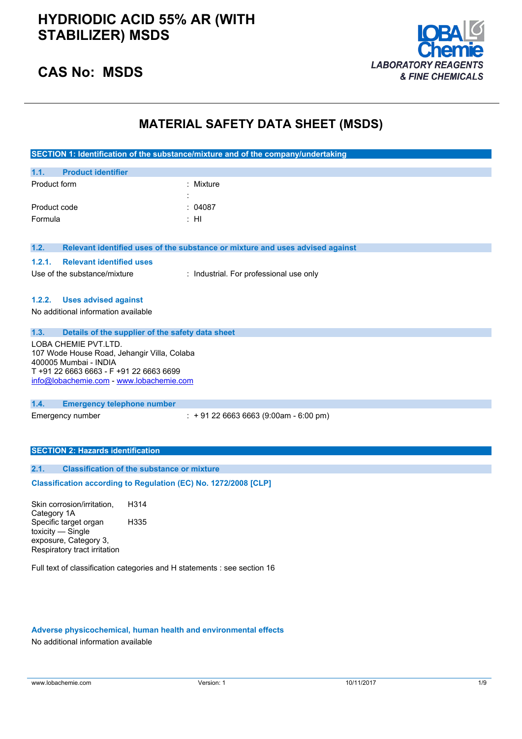# HYDRIODIC ACID 55% AR (WITH STABILIZER) MSDS

## CAS No: MSDS

LOBA Chemie
*LABORATORY REAGENTS & FINE CHEMICALS*

# MATERIAL SAFETY DATA SHEET (MSDS)

## SECTION 1: Identification of the substance/mixture and of the company/undertaking

### 1.1. Product identifier

| | |
|---|---|
| Product form | : Mixture |
| | : |
| Product code | : 04087 |
| Formula | : HI |

### 1.2. Relevant identified uses of the substance or mixture and uses advised against

#### 1.2.1. Relevant identified uses

| | |
|---|---|
| Use of the substance/mixture | : Industrial. For professional use only |

#### 1.2.2. Uses advised against

No additional information available

### 1.3. Details of the supplier of the safety data sheet

LOBA CHEMIE PVT.LTD.
107 Wode House Road, Jehangir Villa, Colaba
400005 Mumbai - INDIA
T +91 22 6663 6663 - F +91 22 6663 6699
info@lobachemie.com - www.lobachemie.com

### 1.4. Emergency telephone number

| | |
|---|---|
| Emergency number | : + 91 22 6663 6663 (9:00am - 6:00 pm) |

## SECTION 2: Hazards identification

### 2.1. Classification of the substance or mixture

**Classification according to Regulation (EC) No. 1272/2008 [CLP]**

| | |
|---|---|
| Skin corrosion/irritation, Category 1A | H314 |
| Specific target organ toxicity — Single exposure, Category 3, Respiratory tract irritation | H335 |

Full text of classification categories and H statements : see section 16

**Adverse physicochemical, human health and environmental effects**

No additional information available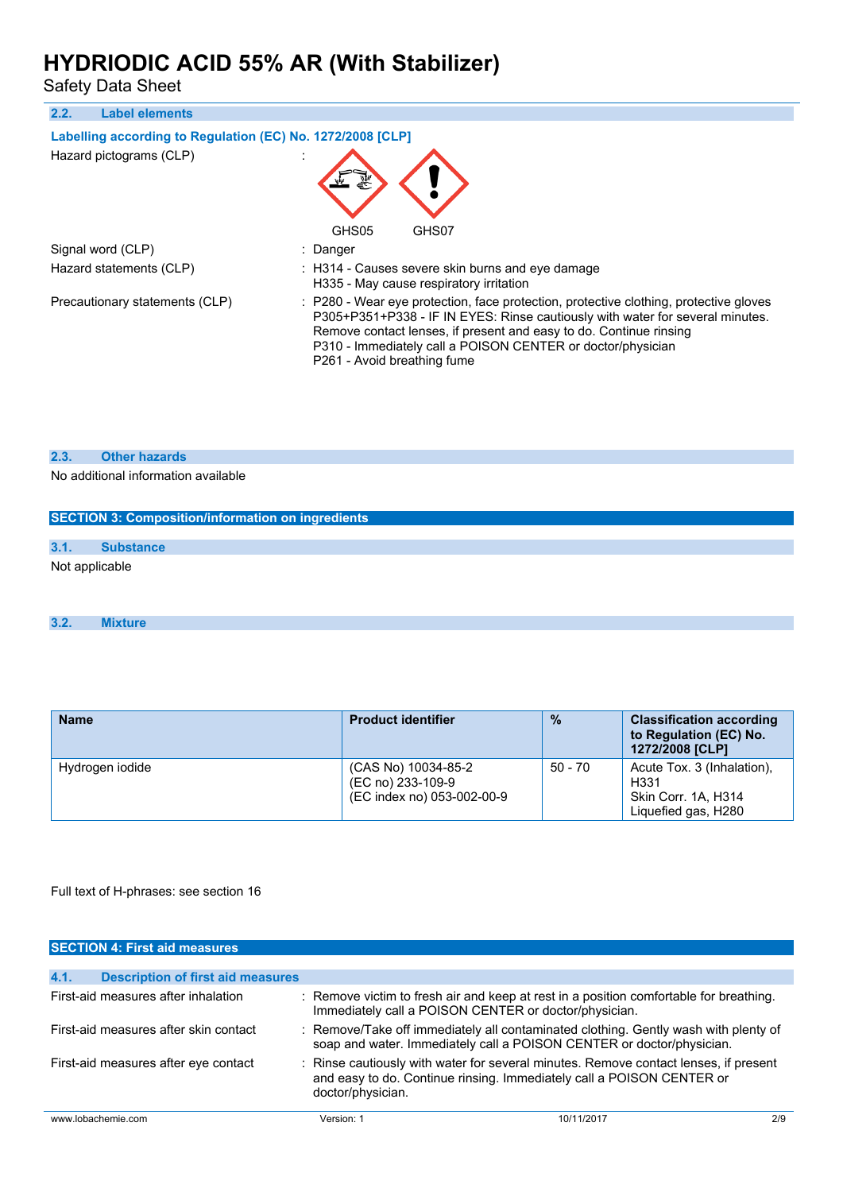### 2.2. Label elements

**Labelling according to Regulation (EC) No. 1272/2008 [CLP]**

Hazard pictograms (CLP) :

GHS05 GHS07

Signal word (CLP) : Danger

Hazard statements (CLP) : H314 - Causes severe skin burns and eye damage
H335 - May cause respiratory irritation

Precautionary statements (CLP) : P280 - Wear eye protection, face protection, protective clothing, protective gloves
P305+P351+P338 - IF IN EYES: Rinse cautiously with water for several minutes. Remove contact lenses, if present and easy to do. Continue rinsing
P310 - Immediately call a POISON CENTER or doctor/physician
P261 - Avoid breathing fume

### 2.3. Other hazards

No additional information available

## SECTION 3: Composition/information on ingredients

### 3.1. Substance

Not applicable

### 3.2. Mixture

| Name | Product identifier | % | Classification according to Regulation (EC) No. 1272/2008 [CLP] |
|---|---|---|---|
| Hydrogen iodide | (CAS No) 10034-85-2<br>(EC no) 233-109-9<br>(EC index no) 053-002-00-9 | 50 - 70 | Acute Tox. 3 (Inhalation), H331<br>Skin Corr. 1A, H314<br>Liquefied gas, H280 |

Full text of H-phrases: see section 16

## SECTION 4: First aid measures

### 4.1. Description of first aid measures

First-aid measures after inhalation : Remove victim to fresh air and keep at rest in a position comfortable for breathing. Immediately call a POISON CENTER or doctor/physician.

First-aid measures after skin contact : Remove/Take off immediately all contaminated clothing. Gently wash with plenty of soap and water. Immediately call a POISON CENTER or doctor/physician.

First-aid measures after eye contact : Rinse cautiously with water for several minutes. Remove contact lenses, if present and easy to do. Continue rinsing. Immediately call a POISON CENTER or doctor/physician.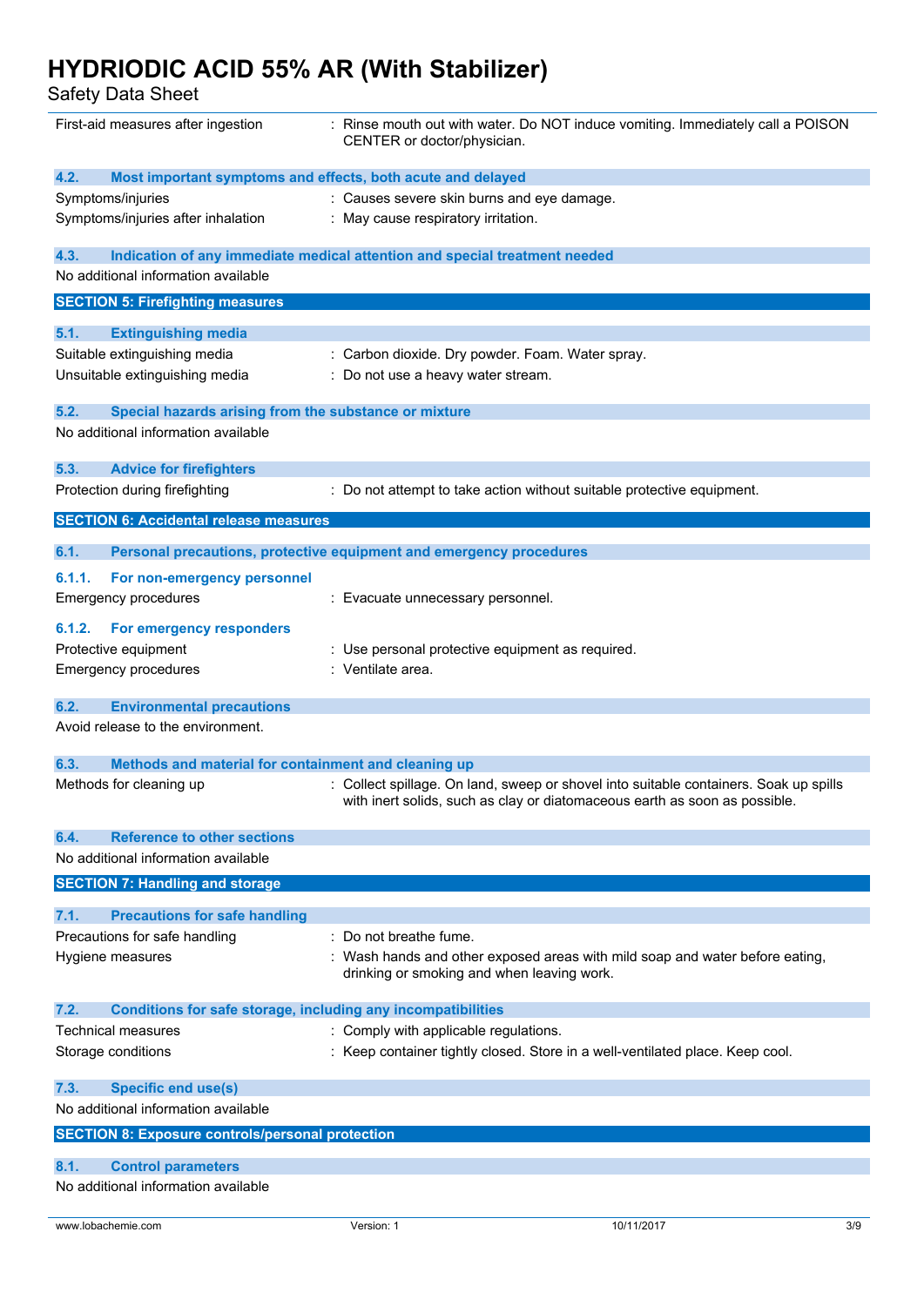| | |
|---|---|
| First-aid measures after ingestion | : Rinse mouth out with water. Do NOT induce vomiting. Immediately call a POISON CENTER or doctor/physician. |

### 4.2. Most important symptoms and effects, both acute and delayed

| | |
|---|---|
| Symptoms/injuries | : Causes severe skin burns and eye damage. |
| Symptoms/injuries after inhalation | : May cause respiratory irritation. |

### 4.3. Indication of any immediate medical attention and special treatment needed

No additional information available

## SECTION 5: Firefighting measures

### 5.1. Extinguishing media

| | |
|---|---|
| Suitable extinguishing media | : Carbon dioxide. Dry powder. Foam. Water spray. |
| Unsuitable extinguishing media | : Do not use a heavy water stream. |

### 5.2. Special hazards arising from the substance or mixture

No additional information available

### 5.3. Advice for firefighters

| | |
|---|---|
| Protection during firefighting | : Do not attempt to take action without suitable protective equipment. |

## SECTION 6: Accidental release measures

### 6.1. Personal precautions, protective equipment and emergency procedures

#### 6.1.1. For non-emergency personnel

| | |
|---|---|
| Emergency procedures | : Evacuate unnecessary personnel. |

#### 6.1.2. For emergency responders

| | |
|---|---|
| Protective equipment | : Use personal protective equipment as required. |
| Emergency procedures | : Ventilate area. |

### 6.2. Environmental precautions

Avoid release to the environment.

### 6.3. Methods and material for containment and cleaning up

| | |
|---|---|
| Methods for cleaning up | : Collect spillage. On land, sweep or shovel into suitable containers. Soak up spills with inert solids, such as clay or diatomaceous earth as soon as possible. |

### 6.4. Reference to other sections

No additional information available

## SECTION 7: Handling and storage

### 7.1. Precautions for safe handling

| | |
|---|---|
| Precautions for safe handling | : Do not breathe fume. |
| Hygiene measures | : Wash hands and other exposed areas with mild soap and water before eating, drinking or smoking and when leaving work. |

### 7.2. Conditions for safe storage, including any incompatibilities

| | |
|---|---|
| Technical measures | : Comply with applicable regulations. |
| Storage conditions | : Keep container tightly closed. Store in a well-ventilated place. Keep cool. |

### 7.3. Specific end use(s)

No additional information available

## SECTION 8: Exposure controls/personal protection

### 8.1. Control parameters

No additional information available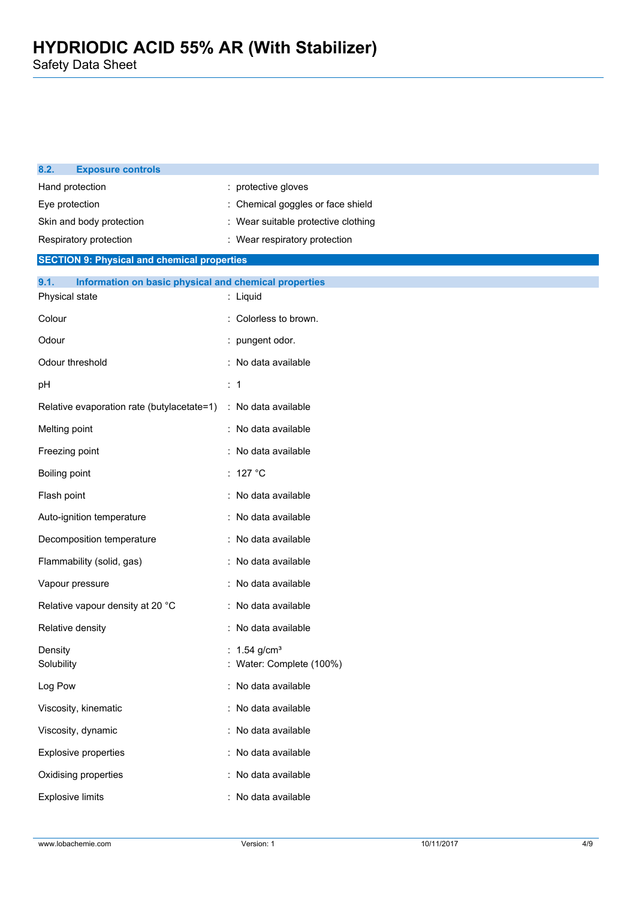### 8.2. Exposure controls

| | |
|---|---|
| Hand protection | : protective gloves |
| Eye protection | : Chemical goggles or face shield |
| Skin and body protection | : Wear suitable protective clothing |
| Respiratory protection | : Wear respiratory protection |

## SECTION 9: Physical and chemical properties

### 9.1. Information on basic physical and chemical properties

| | |
|---|---|
| Physical state | : Liquid |
| Colour | : Colorless to brown. |
| Odour | : pungent odor. |
| Odour threshold | : No data available |
| pH | : 1 |
| Relative evaporation rate (butylacetate=1) | : No data available |
| Melting point | : No data available |
| Freezing point | : No data available |
| Boiling point | : 127 °C |
| Flash point | : No data available |
| Auto-ignition temperature | : No data available |
| Decomposition temperature | : No data available |
| Flammability (solid, gas) | : No data available |
| Vapour pressure | : No data available |
| Relative vapour density at 20 °C | : No data available |
| Relative density | : No data available |
| Density | : 1.54 g/cm³ |
| Solubility | : Water: Complete (100%) |
| Log Pow | : No data available |
| Viscosity, kinematic | : No data available |
| Viscosity, dynamic | : No data available |
| Explosive properties | : No data available |
| Oxidising properties | : No data available |
| Explosive limits | : No data available |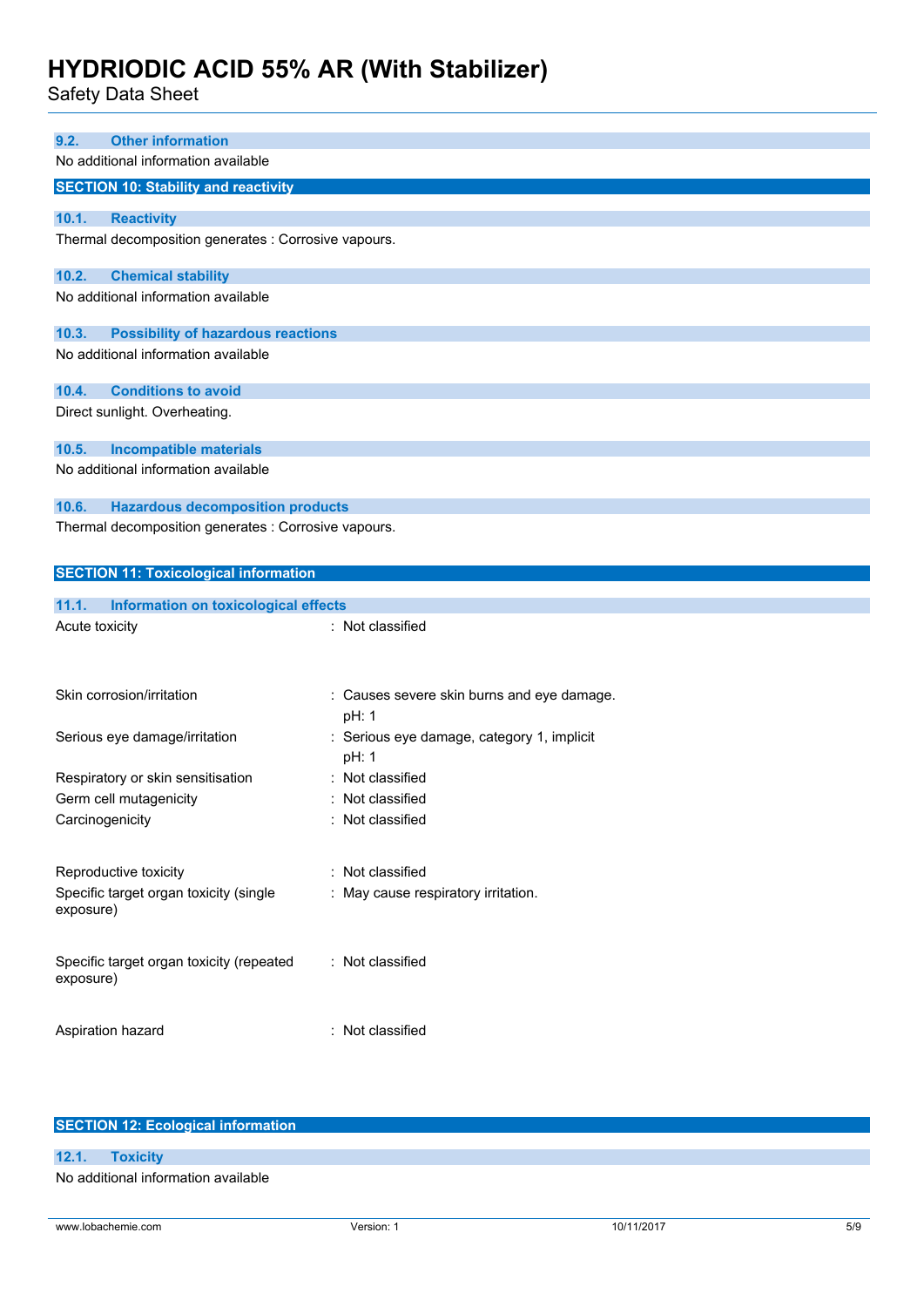### 9.2. Other information

No additional information available

## SECTION 10: Stability and reactivity

### 10.1. Reactivity

Thermal decomposition generates : Corrosive vapours.

### 10.2. Chemical stability

No additional information available

### 10.3. Possibility of hazardous reactions

No additional information available

### 10.4. Conditions to avoid

Direct sunlight. Overheating.

### 10.5. Incompatible materials

No additional information available

### 10.6. Hazardous decomposition products

Thermal decomposition generates : Corrosive vapours.

## SECTION 11: Toxicological information

### 11.1. Information on toxicological effects

Acute toxicity : Not classified

Skin corrosion/irritation : Causes severe skin burns and eye damage.
pH: 1

Serious eye damage/irritation : Serious eye damage, category 1, implicit
pH: 1

Respiratory or skin sensitisation : Not classified

Germ cell mutagenicity : Not classified

Carcinogenicity : Not classified

Reproductive toxicity : Not classified

Specific target organ toxicity (single exposure) : May cause respiratory irritation.

Specific target organ toxicity (repeated exposure) : Not classified

Aspiration hazard : Not classified

## SECTION 12: Ecological information

### 12.1. Toxicity

No additional information available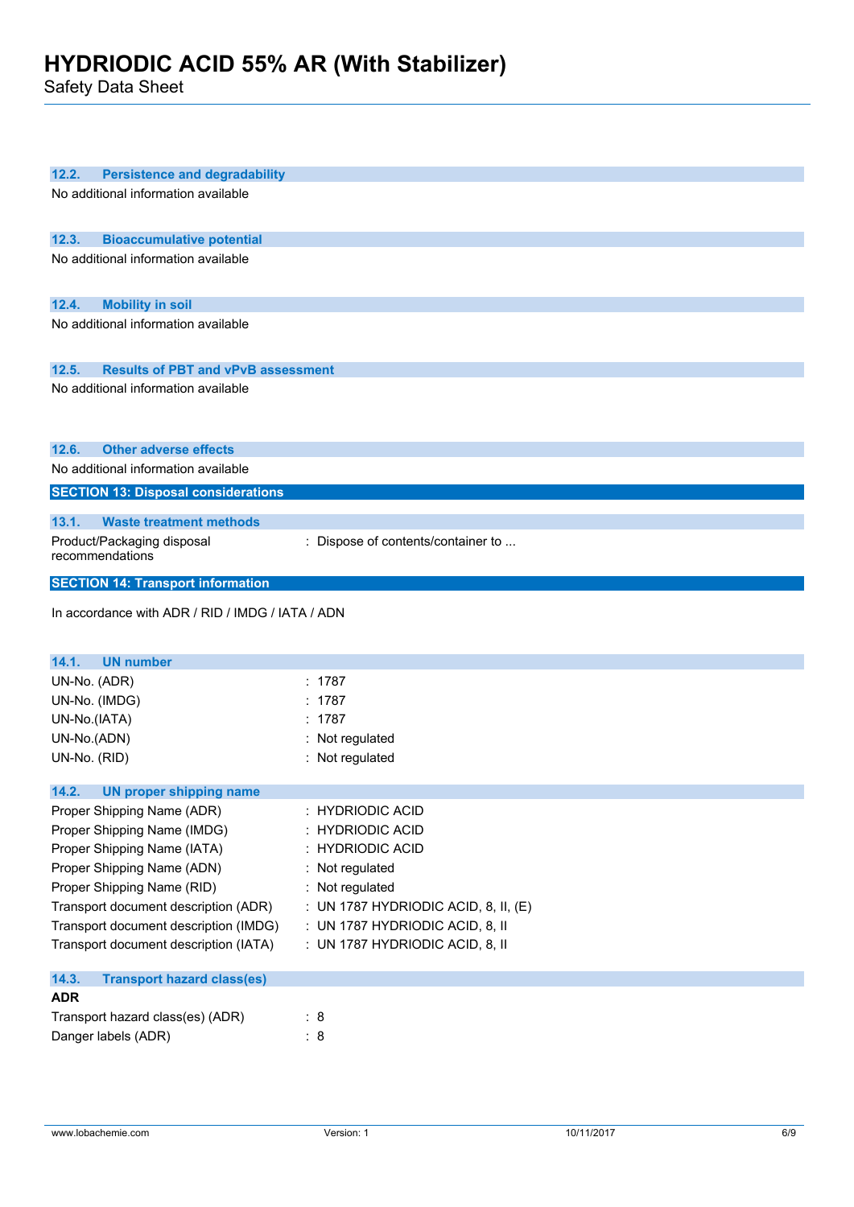### 12.2. Persistence and degradability

No additional information available

### 12.3. Bioaccumulative potential

No additional information available

### 12.4. Mobility in soil

No additional information available

### 12.5. Results of PBT and vPvB assessment

No additional information available

### 12.6. Other adverse effects

No additional information available

## SECTION 13: Disposal considerations

### 13.1. Waste treatment methods

| | |
|---|---|
| Product/Packaging disposal recommendations | : Dispose of contents/container to ... |

## SECTION 14: Transport information

In accordance with ADR / RID / IMDG / IATA / ADN

### 14.1. UN number

| | |
|---|---|
| UN-No. (ADR) | : 1787 |
| UN-No. (IMDG) | : 1787 |
| UN-No.(IATA) | : 1787 |
| UN-No.(ADN) | : Not regulated |
| UN-No. (RID) | : Not regulated |

### 14.2. UN proper shipping name

| | |
|---|---|
| Proper Shipping Name (ADR) | : HYDRIODIC ACID |
| Proper Shipping Name (IMDG) | : HYDRIODIC ACID |
| Proper Shipping Name (IATA) | : HYDRIODIC ACID |
| Proper Shipping Name (ADN) | : Not regulated |
| Proper Shipping Name (RID) | : Not regulated |
| Transport document description (ADR) | : UN 1787 HYDRIODIC ACID, 8, II, (E) |
| Transport document description (IMDG) | : UN 1787 HYDRIODIC ACID, 8, II |
| Transport document description (IATA) | : UN 1787 HYDRIODIC ACID, 8, II |

### 14.3. Transport hazard class(es)

**ADR**

| | |
|---|---|
| Transport hazard class(es) (ADR) | : 8 |
| Danger labels (ADR) | : 8 |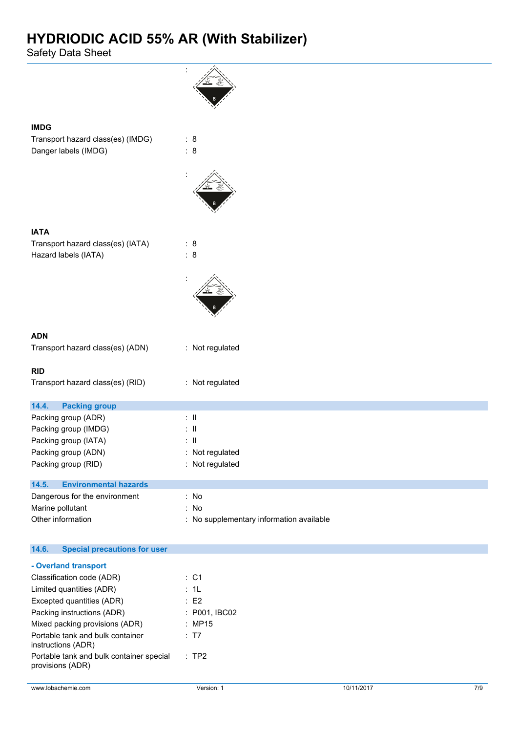:

**IMDG**

Transport hazard class(es) (IMDG) : 8

Danger labels (IMDG) : 8

:

**IATA**

Transport hazard class(es) (IATA) : 8

Hazard labels (IATA) : 8

:

**ADN**

Transport hazard class(es) (ADN) : Not regulated

**RID**

Transport hazard class(es) (RID) : Not regulated

## 14.4. Packing group

Packing group (ADR) : II

Packing group (IMDG) : II

Packing group (IATA) : II

Packing group (ADN) : Not regulated

Packing group (RID) : Not regulated

## 14.5. Environmental hazards

Dangerous for the environment : No

Marine pollutant : No

Other information : No supplementary information available

## 14.6. Special precautions for user

### - Overland transport

Classification code (ADR) : C1

Limited quantities (ADR) : 1L

Excepted quantities (ADR) : E2

Packing instructions (ADR) : P001, IBC02

Mixed packing provisions (ADR) : MP15

Portable tank and bulk container instructions (ADR) : T7

Portable tank and bulk container special provisions (ADR) : TP2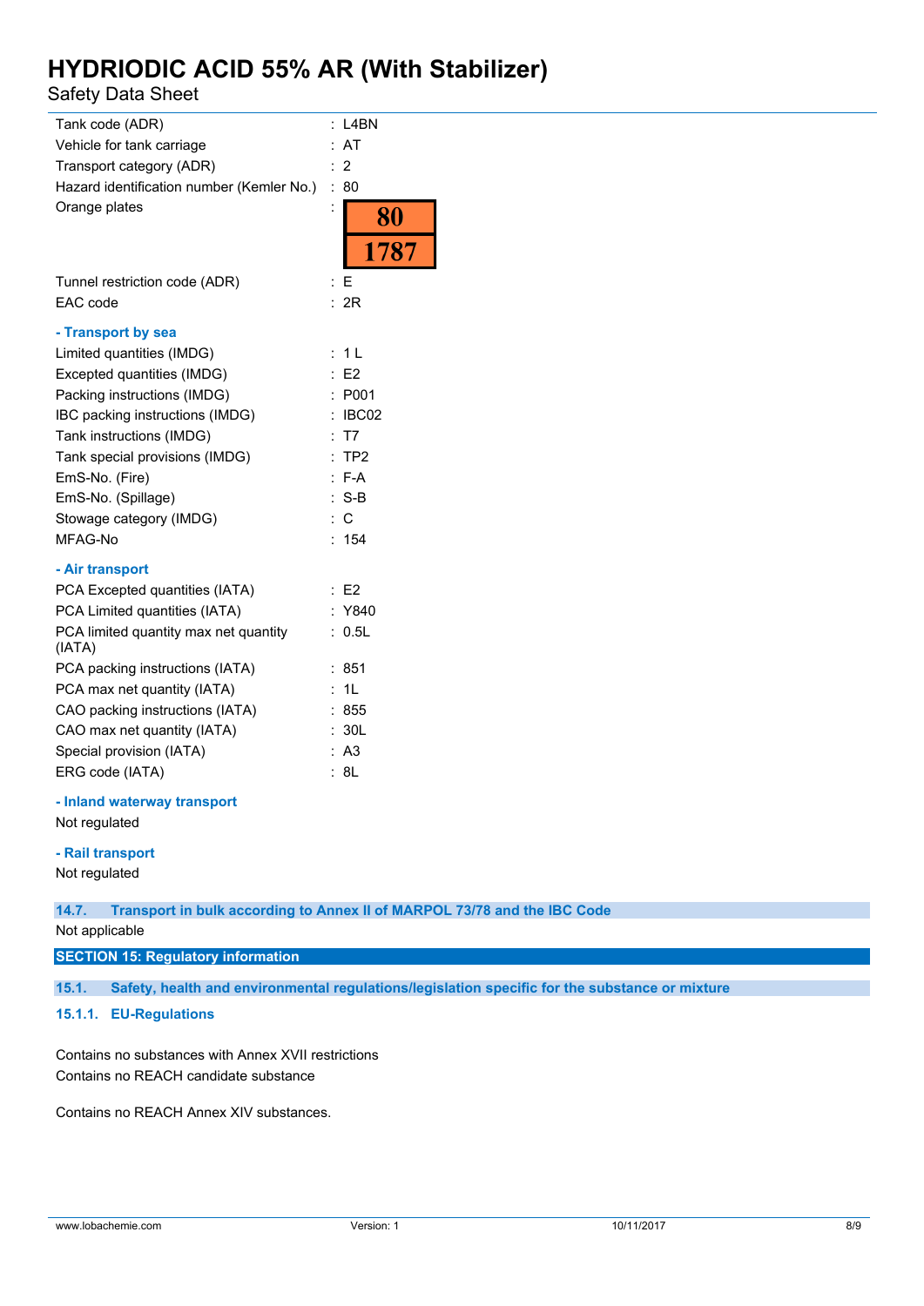| | |
|---|---|
| Tank code (ADR) | : L4BN |
| Vehicle for tank carriage | : AT |
| Transport category (ADR) | : 2 |
| Hazard identification number (Kemler No.) | : 80 |
| Orange plates | : 80 / 1787 |
| Tunnel restriction code (ADR) | : E |
| EAC code | : 2R |

**- Transport by sea**

| | |
|---|---|
| Limited quantities (IMDG) | : 1 L |
| Excepted quantities (IMDG) | : E2 |
| Packing instructions (IMDG) | : P001 |
| IBC packing instructions (IMDG) | : IBC02 |
| Tank instructions (IMDG) | : T7 |
| Tank special provisions (IMDG) | : TP2 |
| EmS-No. (Fire) | : F-A |
| EmS-No. (Spillage) | : S-B |
| Stowage category (IMDG) | : C |
| MFAG-No | : 154 |

**- Air transport**

| | |
|---|---|
| PCA Excepted quantities (IATA) | : E2 |
| PCA Limited quantities (IATA) | : Y840 |
| PCA limited quantity max net quantity (IATA) | : 0.5L |
| PCA packing instructions (IATA) | : 851 |
| PCA max net quantity (IATA) | : 1L |
| CAO packing instructions (IATA) | : 855 |
| CAO max net quantity (IATA) | : 30L |
| Special provision (IATA) | : A3 |
| ERG code (IATA) | : 8L |

**- Inland waterway transport**

Not regulated

**- Rail transport**

Not regulated

### 14.7. Transport in bulk according to Annex II of MARPOL 73/78 and the IBC Code

Not applicable

## SECTION 15: Regulatory information

### 15.1. Safety, health and environmental regulations/legislation specific for the substance or mixture

#### 15.1.1. EU-Regulations

Contains no substances with Annex XVII restrictions
Contains no REACH candidate substance

Contains no REACH Annex XIV substances.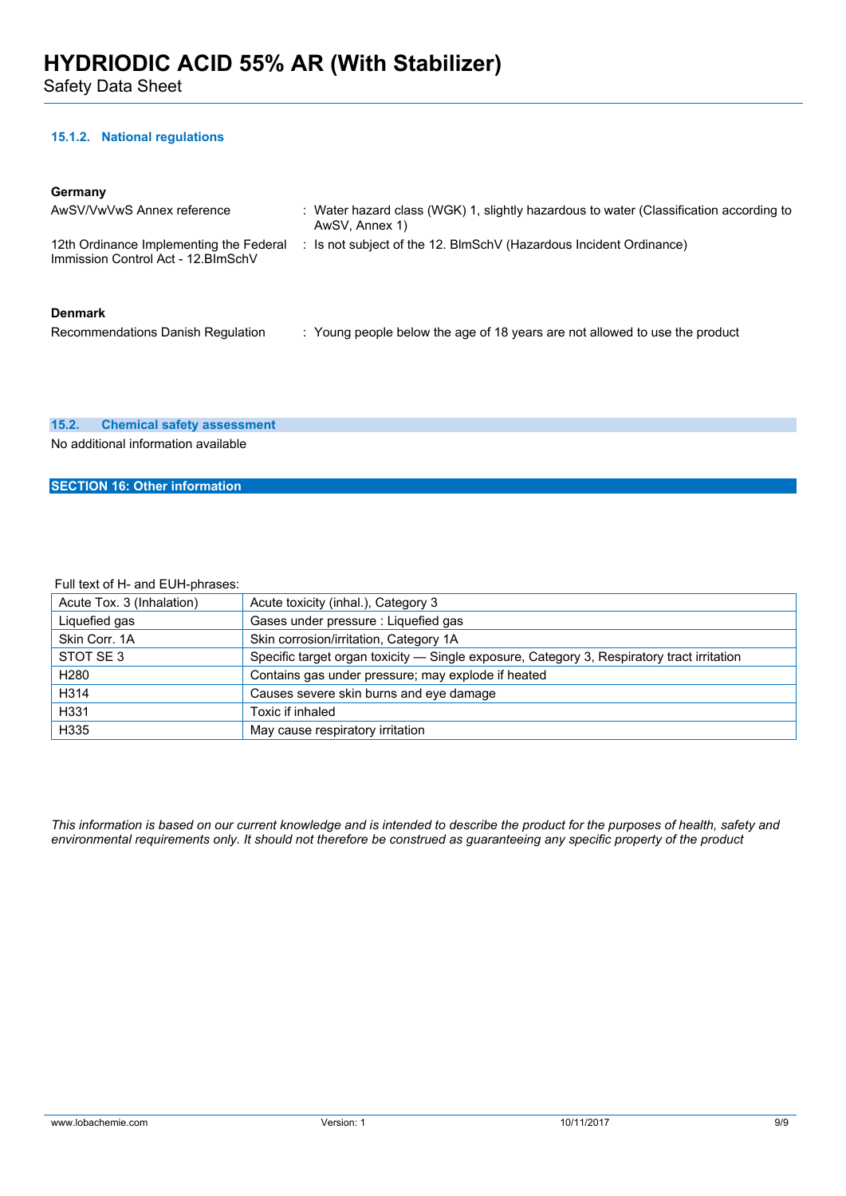#### 15.1.2. National regulations

**Germany**

| | |
|---|---|
| AwSV/VwVwS Annex reference | : Water hazard class (WGK) 1, slightly hazardous to water (Classification according to AwSV, Annex 1) |
| 12th Ordinance Implementing the Federal Immission Control Act - 12.BImSchV | : Is not subject of the 12. BlmSchV (Hazardous Incident Ordinance) |

**Denmark**

| | |
|---|---|
| Recommendations Danish Regulation | : Young people below the age of 18 years are not allowed to use the product |

### 15.2. Chemical safety assessment

No additional information available

## SECTION 16: Other information

Full text of H- and EUH-phrases:

| | |
|---|---|
| Acute Tox. 3 (Inhalation) | Acute toxicity (inhal.), Category 3 |
| Liquefied gas | Gases under pressure : Liquefied gas |
| Skin Corr. 1A | Skin corrosion/irritation, Category 1A |
| STOT SE 3 | Specific target organ toxicity — Single exposure, Category 3, Respiratory tract irritation |
| H280 | Contains gas under pressure; may explode if heated |
| H314 | Causes severe skin burns and eye damage |
| H331 | Toxic if inhaled |
| H335 | May cause respiratory irritation |

*This information is based on our current knowledge and is intended to describe the product for the purposes of health, safety and environmental requirements only. It should not therefore be construed as guaranteeing any specific property of the product*